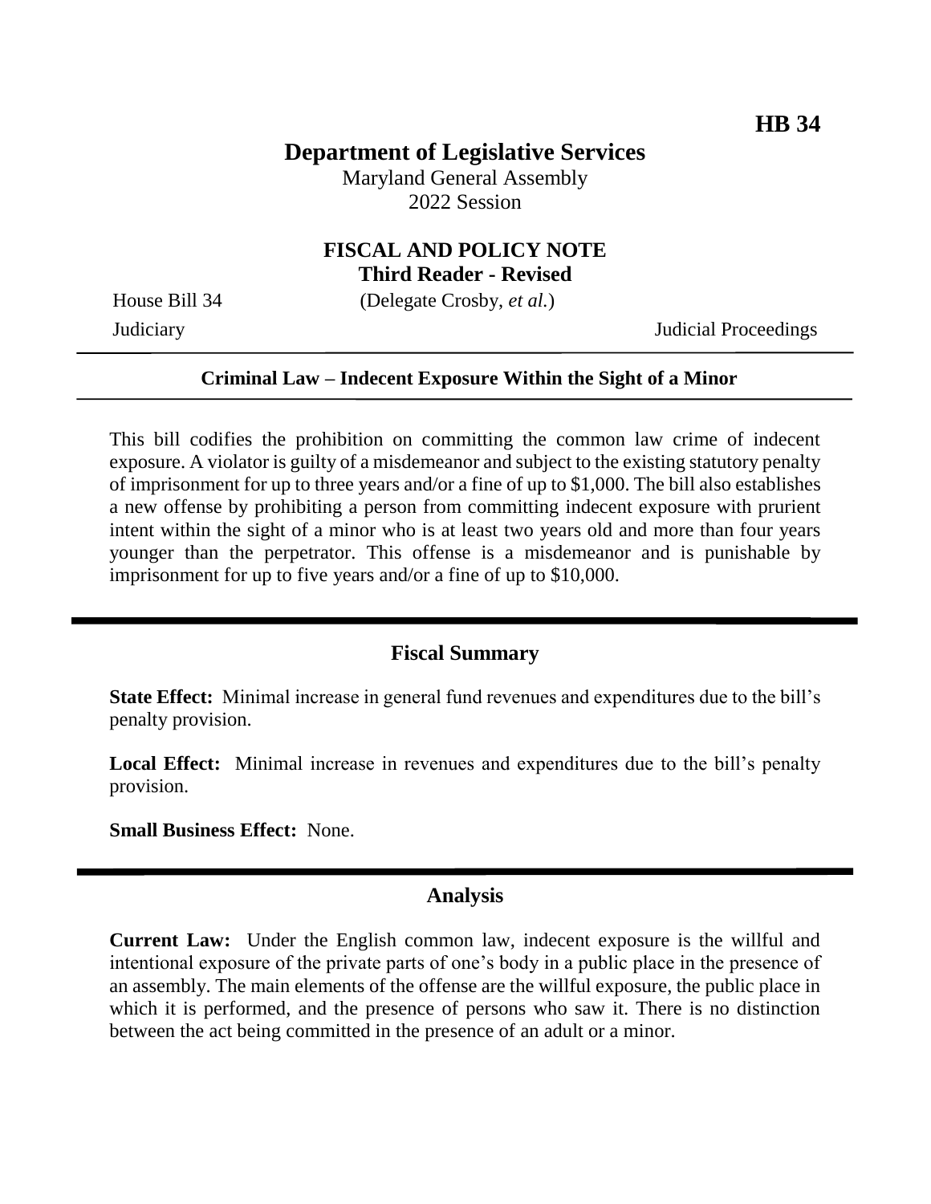**HB 34**

# Department of Legislative Services

Maryland General Assembly
2022 Session

## FISCAL AND POLICY NOTE
**Third Reader - Revised**

House Bill 34 (Delegate Crosby, *et al.*)

Judiciary Judicial Proceedings

---

**Criminal Law – Indecent Exposure Within the Sight of a Minor**

---

This bill codifies the prohibition on committing the common law crime of indecent exposure. A violator is guilty of a misdemeanor and subject to the existing statutory penalty of imprisonment for up to three years and/or a fine of up to $1,000. The bill also establishes a new offense by prohibiting a person from committing indecent exposure with prurient intent within the sight of a minor who is at least two years old and more than four years younger than the perpetrator. This offense is a misdemeanor and is punishable by imprisonment for up to five years and/or a fine of up to $10,000.

---

## Fiscal Summary

**State Effect:** Minimal increase in general fund revenues and expenditures due to the bill's penalty provision.

**Local Effect:** Minimal increase in revenues and expenditures due to the bill's penalty provision.

**Small Business Effect:** None.

---

## Analysis

**Current Law:** Under the English common law, indecent exposure is the willful and intentional exposure of the private parts of one's body in a public place in the presence of an assembly. The main elements of the offense are the willful exposure, the public place in which it is performed, and the presence of persons who saw it. There is no distinction between the act being committed in the presence of an adult or a minor.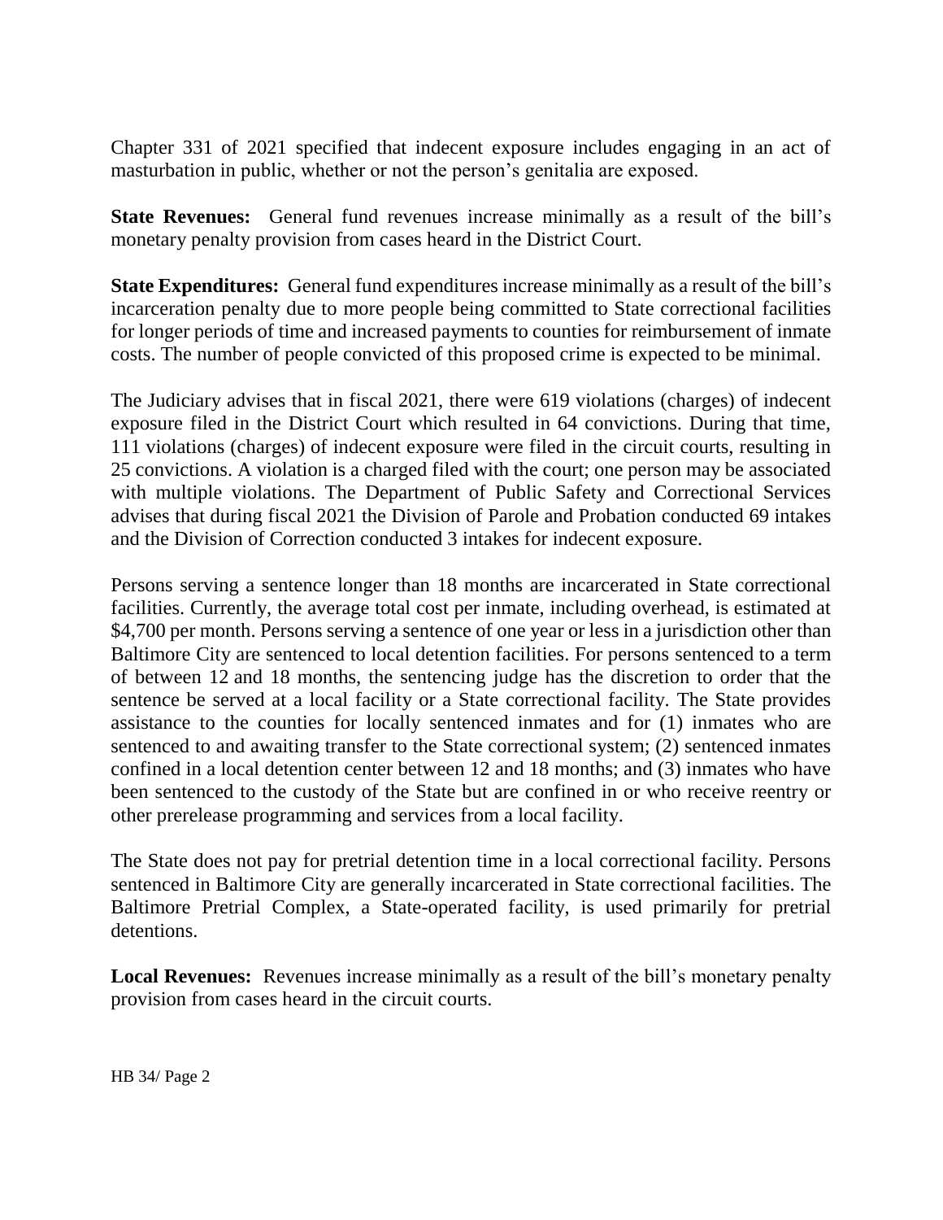Chapter 331 of 2021 specified that indecent exposure includes engaging in an act of masturbation in public, whether or not the person's genitalia are exposed.

**State Revenues:** General fund revenues increase minimally as a result of the bill's monetary penalty provision from cases heard in the District Court.

**State Expenditures:** General fund expenditures increase minimally as a result of the bill's incarceration penalty due to more people being committed to State correctional facilities for longer periods of time and increased payments to counties for reimbursement of inmate costs. The number of people convicted of this proposed crime is expected to be minimal.

The Judiciary advises that in fiscal 2021, there were 619 violations (charges) of indecent exposure filed in the District Court which resulted in 64 convictions. During that time, 111 violations (charges) of indecent exposure were filed in the circuit courts, resulting in 25 convictions. A violation is a charged filed with the court; one person may be associated with multiple violations. The Department of Public Safety and Correctional Services advises that during fiscal 2021 the Division of Parole and Probation conducted 69 intakes and the Division of Correction conducted 3 intakes for indecent exposure.

Persons serving a sentence longer than 18 months are incarcerated in State correctional facilities. Currently, the average total cost per inmate, including overhead, is estimated at $4,700 per month. Persons serving a sentence of one year or less in a jurisdiction other than Baltimore City are sentenced to local detention facilities. For persons sentenced to a term of between 12 and 18 months, the sentencing judge has the discretion to order that the sentence be served at a local facility or a State correctional facility. The State provides assistance to the counties for locally sentenced inmates and for (1) inmates who are sentenced to and awaiting transfer to the State correctional system; (2) sentenced inmates confined in a local detention center between 12 and 18 months; and (3) inmates who have been sentenced to the custody of the State but are confined in or who receive reentry or other prerelease programming and services from a local facility.

The State does not pay for pretrial detention time in a local correctional facility. Persons sentenced in Baltimore City are generally incarcerated in State correctional facilities. The Baltimore Pretrial Complex, a State-operated facility, is used primarily for pretrial detentions.

**Local Revenues:** Revenues increase minimally as a result of the bill's monetary penalty provision from cases heard in the circuit courts.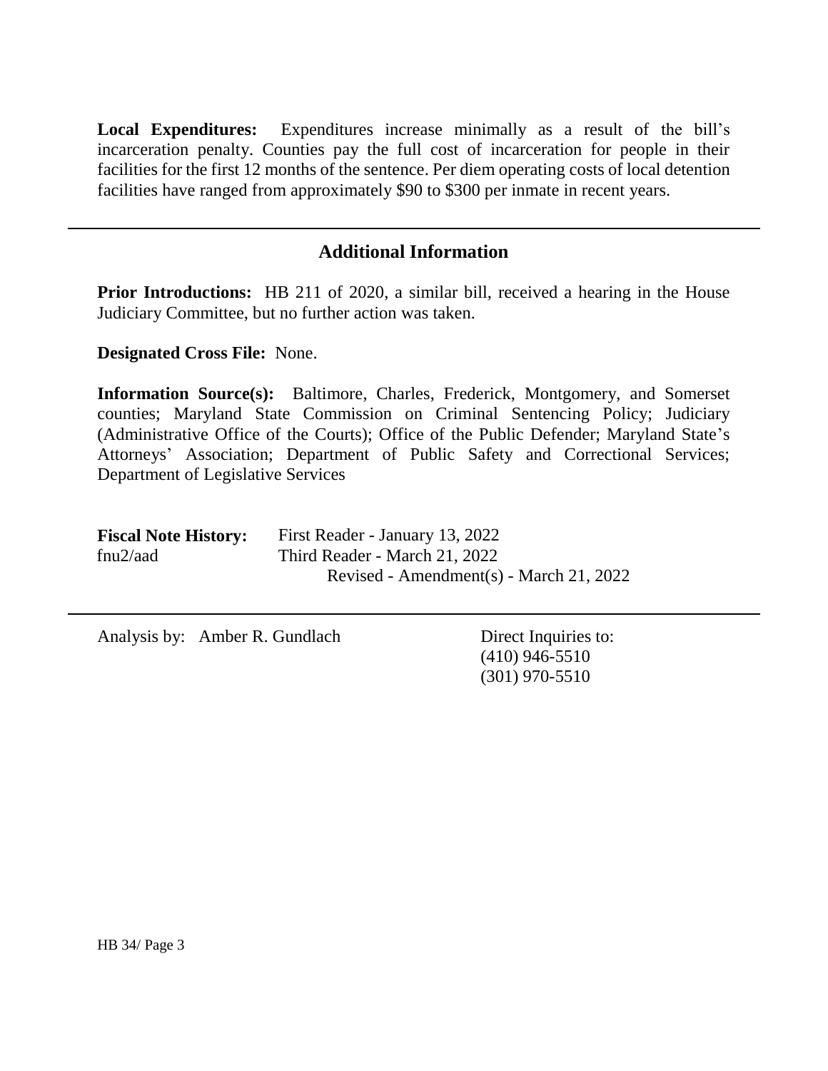**Local Expenditures:** Expenditures increase minimally as a result of the bill's incarceration penalty. Counties pay the full cost of incarceration for people in their facilities for the first 12 months of the sentence. Per diem operating costs of local detention facilities have ranged from approximately $90 to $300 per inmate in recent years.

## Additional Information

**Prior Introductions:** HB 211 of 2020, a similar bill, received a hearing in the House Judiciary Committee, but no further action was taken.

**Designated Cross File:** None.

**Information Source(s):** Baltimore, Charles, Frederick, Montgomery, and Somerset counties; Maryland State Commission on Criminal Sentencing Policy; Judiciary (Administrative Office of the Courts); Office of the Public Defender; Maryland State's Attorneys' Association; Department of Public Safety and Correctional Services; Department of Legislative Services

**Fiscal Note History:** First Reader - January 13, 2022
fnu2/aad Third Reader - March 21, 2022
Revised - Amendment(s) - March 21, 2022

Analysis by: Amber R. Gundlach

Direct Inquiries to:
(410) 946-5510
(301) 970-5510